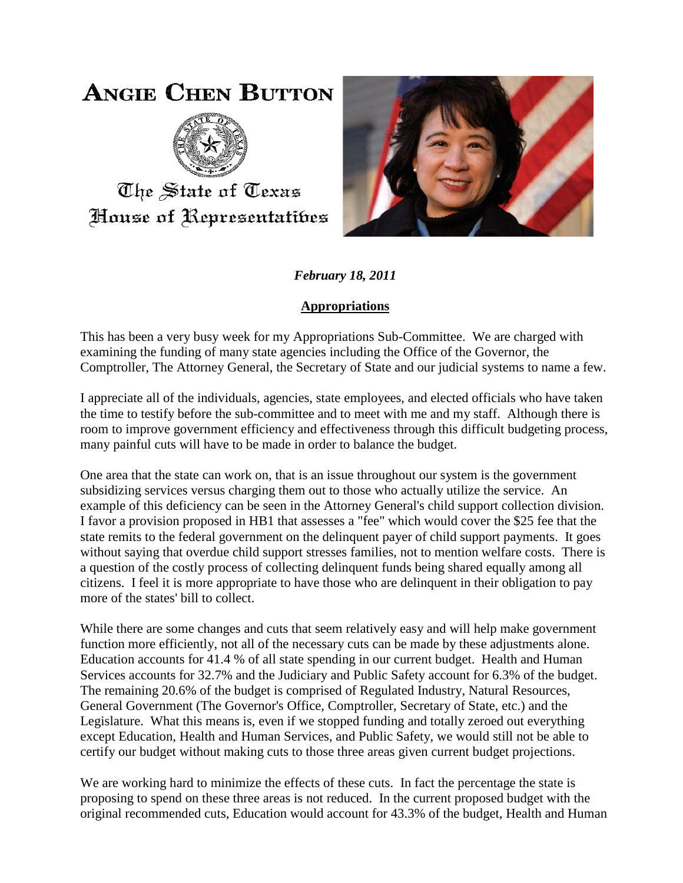# ANGIE CHEN BUTTON

The State of Texas
House of Representatives

***February 18, 2011***

## Appropriations

This has been a very busy week for my Appropriations Sub-Committee. We are charged with examining the funding of many state agencies including the Office of the Governor, the Comptroller, The Attorney General, the Secretary of State and our judicial systems to name a few.

I appreciate all of the individuals, agencies, state employees, and elected officials who have taken the time to testify before the sub-committee and to meet with me and my staff. Although there is room to improve government efficiency and effectiveness through this difficult budgeting process, many painful cuts will have to be made in order to balance the budget.

One area that the state can work on, that is an issue throughout our system is the government subsidizing services versus charging them out to those who actually utilize the service. An example of this deficiency can be seen in the Attorney General's child support collection division. I favor a provision proposed in HB1 that assesses a "fee" which would cover the $25 fee that the state remits to the federal government on the delinquent payer of child support payments. It goes without saying that overdue child support stresses families, not to mention welfare costs. There is a question of the costly process of collecting delinquent funds being shared equally among all citizens. I feel it is more appropriate to have those who are delinquent in their obligation to pay more of the states' bill to collect.

While there are some changes and cuts that seem relatively easy and will help make government function more efficiently, not all of the necessary cuts can be made by these adjustments alone. Education accounts for 41.4 % of all state spending in our current budget. Health and Human Services accounts for 32.7% and the Judiciary and Public Safety account for 6.3% of the budget. The remaining 20.6% of the budget is comprised of Regulated Industry, Natural Resources, General Government (The Governor's Office, Comptroller, Secretary of State, etc.) and the Legislature. What this means is, even if we stopped funding and totally zeroed out everything except Education, Health and Human Services, and Public Safety, we would still not be able to certify our budget without making cuts to those three areas given current budget projections.

We are working hard to minimize the effects of these cuts. In fact the percentage the state is proposing to spend on these three areas is not reduced. In the current proposed budget with the original recommended cuts, Education would account for 43.3% of the budget, Health and Human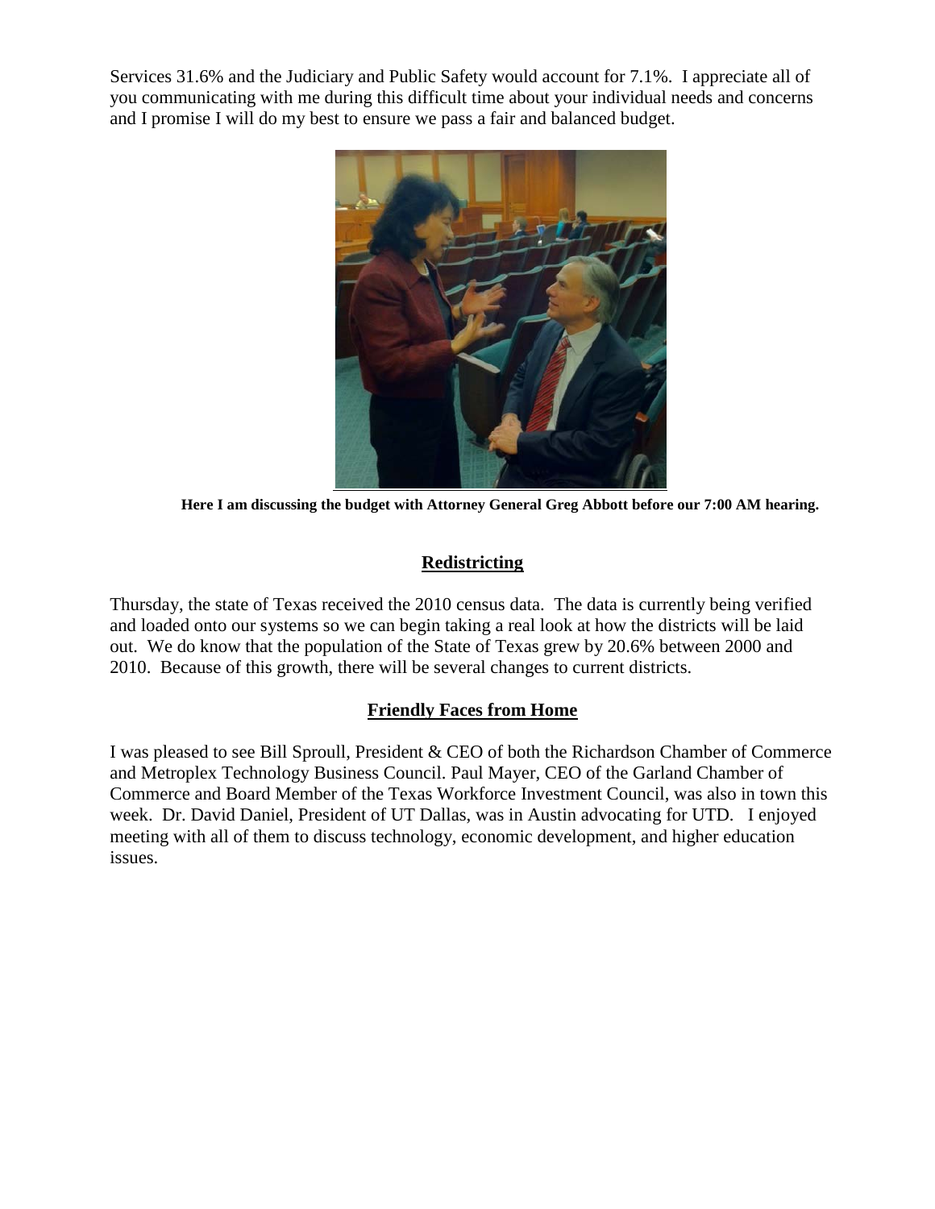Services 31.6% and the Judiciary and Public Safety would account for 7.1%. I appreciate all of you communicating with me during this difficult time about your individual needs and concerns and I promise I will do my best to ensure we pass a fair and balanced budget.

**Here I am discussing the budget with Attorney General Greg Abbott before our 7:00 AM hearing.**

## Redistricting

Thursday, the state of Texas received the 2010 census data. The data is currently being verified and loaded onto our systems so we can begin taking a real look at how the districts will be laid out. We do know that the population of the State of Texas grew by 20.6% between 2000 and 2010. Because of this growth, there will be several changes to current districts.

## Friendly Faces from Home

I was pleased to see Bill Sproull, President & CEO of both the Richardson Chamber of Commerce and Metroplex Technology Business Council. Paul Mayer, CEO of the Garland Chamber of Commerce and Board Member of the Texas Workforce Investment Council, was also in town this week. Dr. David Daniel, President of UT Dallas, was in Austin advocating for UTD. I enjoyed meeting with all of them to discuss technology, economic development, and higher education issues.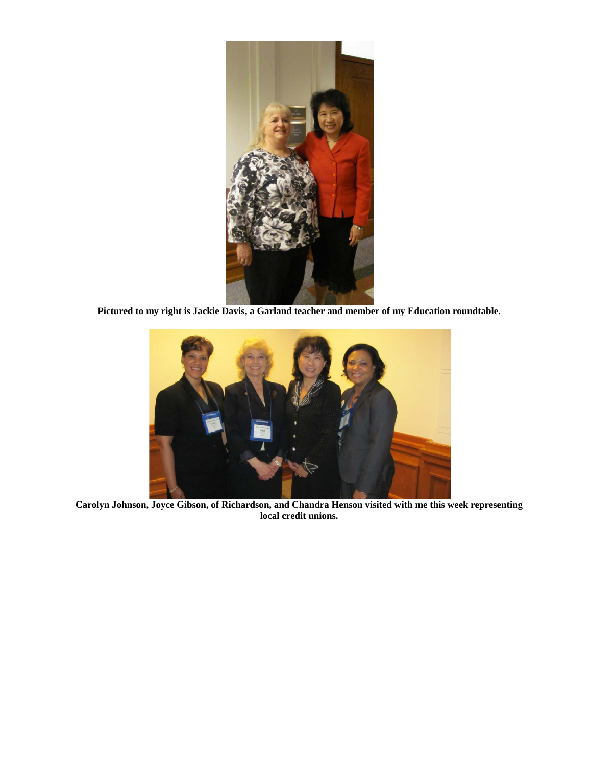**Pictured to my right is Jackie Davis, a Garland teacher and member of my Education roundtable.**

**Carolyn Johnson, Joyce Gibson, of Richardson, and Chandra Henson visited with me this week representing local credit unions.**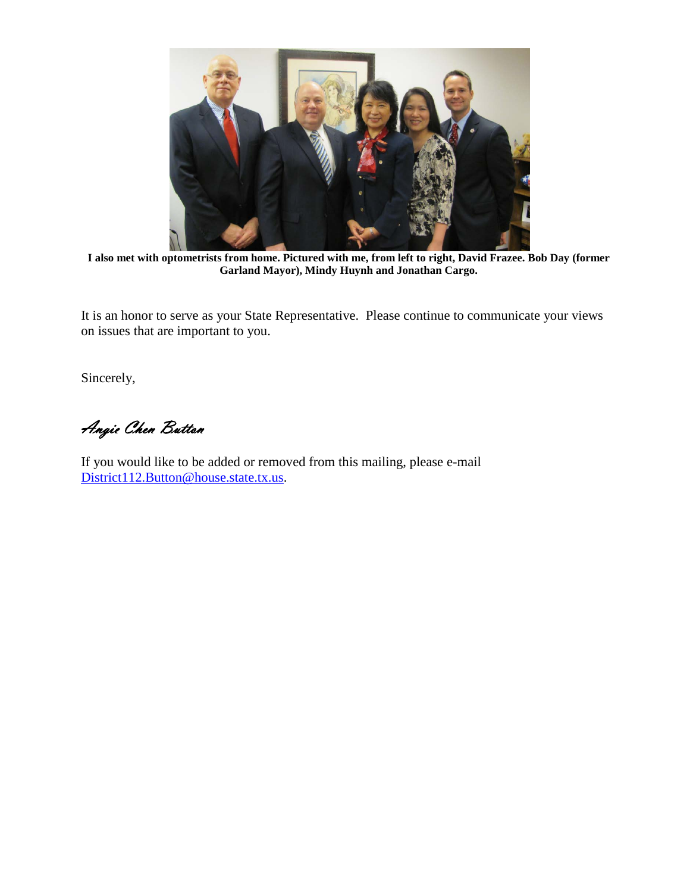**I also met with optometrists from home. Pictured with me, from left to right, David Frazee. Bob Day (former Garland Mayor), Mindy Huynh and Jonathan Cargo.**

It is an honor to serve as your State Representative. Please continue to communicate your views on issues that are important to you.

Sincerely,

*Angie Chen Button*

If you would like to be added or removed from this mailing, please e-mail District112.Button@house.state.tx.us.